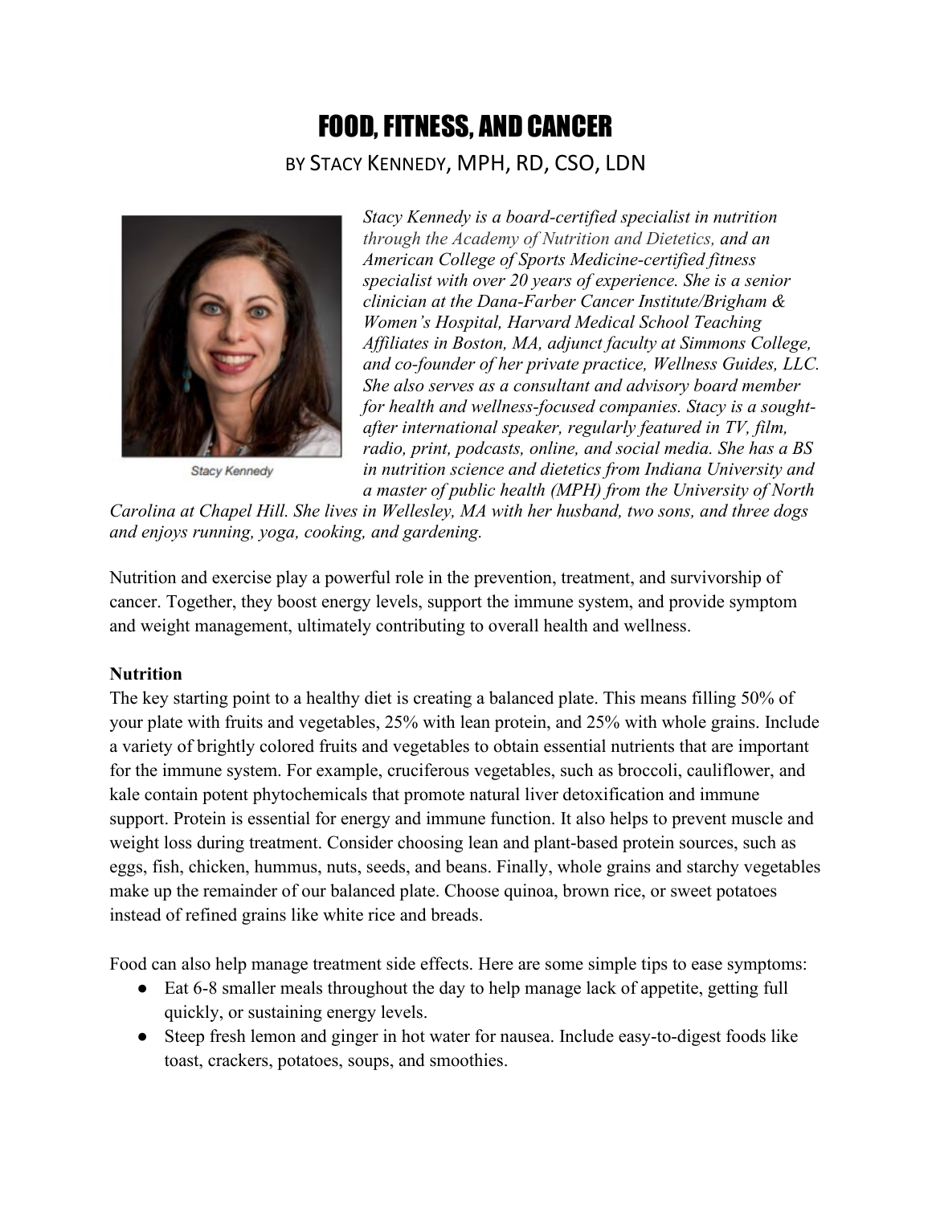# FOOD, FITNESS, AND CANCER

BY STACY KENNEDY, MPH, RD, CSO, LDN

Stacy Kennedy

*Stacy Kennedy is a board-certified specialist in nutrition through the Academy of Nutrition and Dietetics, and an American College of Sports Medicine-certified fitness specialist with over 20 years of experience. She is a senior clinician at the Dana-Farber Cancer Institute/Brigham & Women's Hospital, Harvard Medical School Teaching Affiliates in Boston, MA, adjunct faculty at Simmons College, and co-founder of her private practice, Wellness Guides, LLC. She also serves as a consultant and advisory board member for health and wellness-focused companies. Stacy is a sought-after international speaker, regularly featured in TV, film, radio, print, podcasts, online, and social media. She has a BS in nutrition science and dietetics from Indiana University and a master of public health (MPH) from the University of North Carolina at Chapel Hill. She lives in Wellesley, MA with her husband, two sons, and three dogs and enjoys running, yoga, cooking, and gardening.*

Nutrition and exercise play a powerful role in the prevention, treatment, and survivorship of cancer. Together, they boost energy levels, support the immune system, and provide symptom and weight management, ultimately contributing to overall health and wellness.

**Nutrition**

The key starting point to a healthy diet is creating a balanced plate. This means filling 50% of your plate with fruits and vegetables, 25% with lean protein, and 25% with whole grains. Include a variety of brightly colored fruits and vegetables to obtain essential nutrients that are important for the immune system. For example, cruciferous vegetables, such as broccoli, cauliflower, and kale contain potent phytochemicals that promote natural liver detoxification and immune support. Protein is essential for energy and immune function. It also helps to prevent muscle and weight loss during treatment. Consider choosing lean and plant-based protein sources, such as eggs, fish, chicken, hummus, nuts, seeds, and beans. Finally, whole grains and starchy vegetables make up the remainder of our balanced plate. Choose quinoa, brown rice, or sweet potatoes instead of refined grains like white rice and breads.

Food can also help manage treatment side effects. Here are some simple tips to ease symptoms:

- Eat 6-8 smaller meals throughout the day to help manage lack of appetite, getting full quickly, or sustaining energy levels.
- Steep fresh lemon and ginger in hot water for nausea. Include easy-to-digest foods like toast, crackers, potatoes, soups, and smoothies.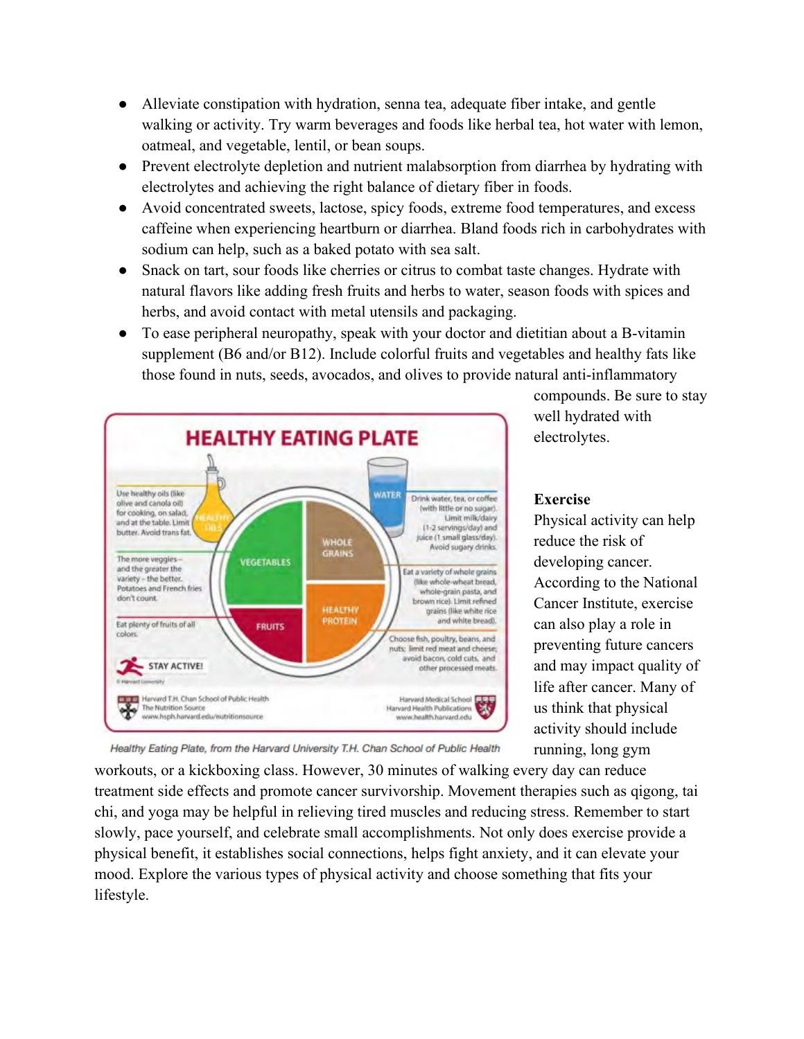- Alleviate constipation with hydration, senna tea, adequate fiber intake, and gentle walking or activity. Try warm beverages and foods like herbal tea, hot water with lemon, oatmeal, and vegetable, lentil, or bean soups.
- Prevent electrolyte depletion and nutrient malabsorption from diarrhea by hydrating with electrolytes and achieving the right balance of dietary fiber in foods.
- Avoid concentrated sweets, lactose, spicy foods, extreme food temperatures, and excess caffeine when experiencing heartburn or diarrhea. Bland foods rich in carbohydrates with sodium can help, such as a baked potato with sea salt.
- Snack on tart, sour foods like cherries or citrus to combat taste changes. Hydrate with natural flavors like adding fresh fruits and herbs to water, season foods with spices and herbs, and avoid contact with metal utensils and packaging.
- To ease peripheral neuropathy, speak with your doctor and dietitian about a B-vitamin supplement (B6 and/or B12). Include colorful fruits and vegetables and healthy fats like those found in nuts, seeds, avocados, and olives to provide natural anti-inflammatory compounds. Be sure to stay well hydrated with electrolytes.

*Healthy Eating Plate, from the Harvard University T.H. Chan School of Public Health*

**Exercise**

Physical activity can help reduce the risk of developing cancer. According to the National Cancer Institute, exercise can also play a role in preventing future cancers and may impact quality of life after cancer. Many of us think that physical activity should include running, long gym workouts, or a kickboxing class. However, 30 minutes of walking every day can reduce treatment side effects and promote cancer survivorship. Movement therapies such as qigong, tai chi, and yoga may be helpful in relieving tired muscles and reducing stress. Remember to start slowly, pace yourself, and celebrate small accomplishments. Not only does exercise provide a physical benefit, it establishes social connections, helps fight anxiety, and it can elevate your mood. Explore the various types of physical activity and choose something that fits your lifestyle.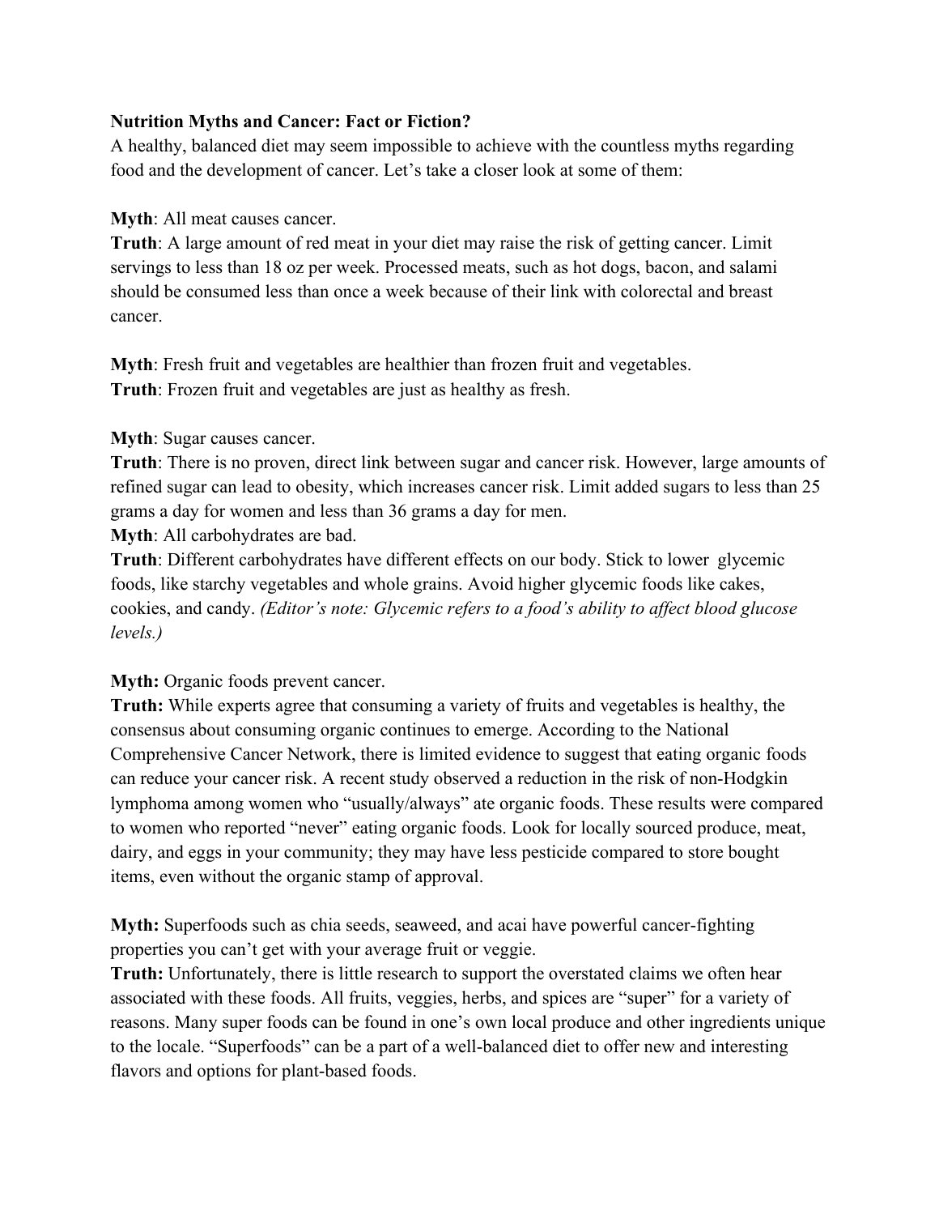**Nutrition Myths and Cancer: Fact or Fiction?**

A healthy, balanced diet may seem impossible to achieve with the countless myths regarding food and the development of cancer. Let's take a closer look at some of them:

**Myth**: All meat causes cancer.
**Truth**: A large amount of red meat in your diet may raise the risk of getting cancer. Limit servings to less than 18 oz per week. Processed meats, such as hot dogs, bacon, and salami should be consumed less than once a week because of their link with colorectal and breast cancer.

**Myth**: Fresh fruit and vegetables are healthier than frozen fruit and vegetables.
**Truth**: Frozen fruit and vegetables are just as healthy as fresh.

**Myth**: Sugar causes cancer.
**Truth**: There is no proven, direct link between sugar and cancer risk. However, large amounts of refined sugar can lead to obesity, which increases cancer risk. Limit added sugars to less than 25 grams a day for women and less than 36 grams a day for men.
**Myth**: All carbohydrates are bad.
**Truth**: Different carbohydrates have different effects on our body. Stick to lower glycemic foods, like starchy vegetables and whole grains. Avoid higher glycemic foods like cakes, cookies, and candy. *(Editor's note: Glycemic refers to a food's ability to affect blood glucose levels.)*

**Myth:** Organic foods prevent cancer.
**Truth:** While experts agree that consuming a variety of fruits and vegetables is healthy, the consensus about consuming organic continues to emerge. According to the National Comprehensive Cancer Network, there is limited evidence to suggest that eating organic foods can reduce your cancer risk. A recent study observed a reduction in the risk of non-Hodgkin lymphoma among women who "usually/always" ate organic foods. These results were compared to women who reported "never" eating organic foods. Look for locally sourced produce, meat, dairy, and eggs in your community; they may have less pesticide compared to store bought items, even without the organic stamp of approval.

**Myth:** Superfoods such as chia seeds, seaweed, and acai have powerful cancer-fighting properties you can't get with your average fruit or veggie.
**Truth:** Unfortunately, there is little research to support the overstated claims we often hear associated with these foods. All fruits, veggies, herbs, and spices are "super" for a variety of reasons. Many super foods can be found in one's own local produce and other ingredients unique to the locale. "Superfoods" can be a part of a well-balanced diet to offer new and interesting flavors and options for plant-based foods.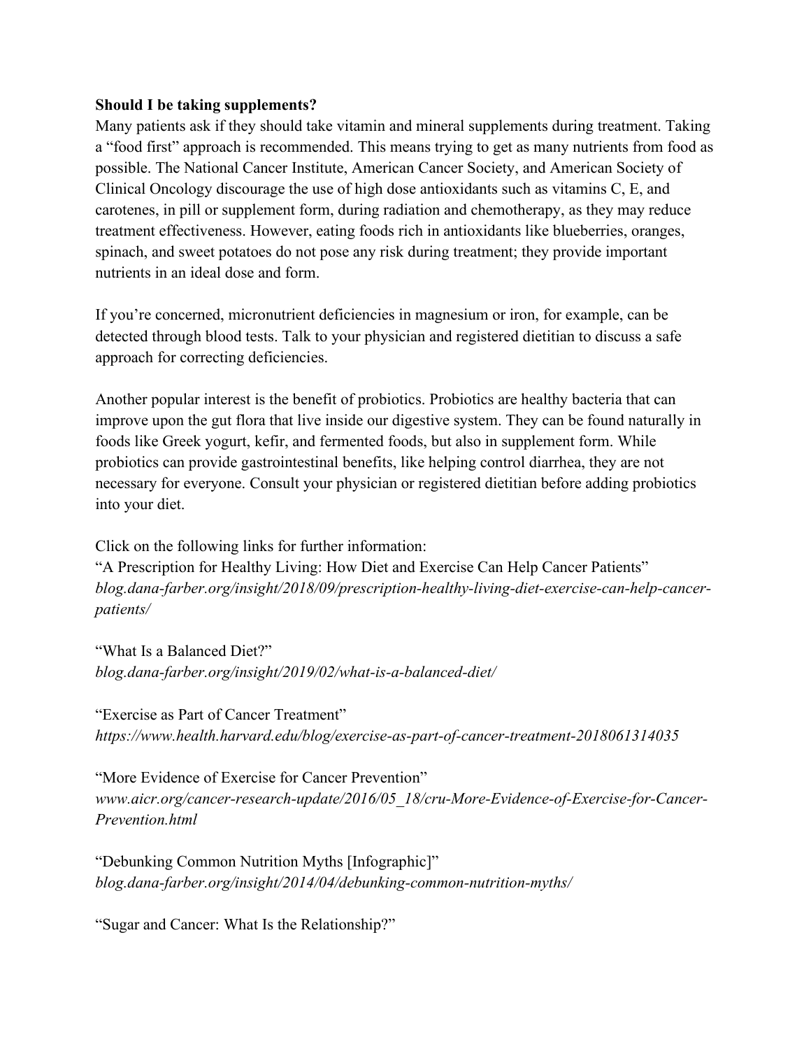**Should I be taking supplements?**

Many patients ask if they should take vitamin and mineral supplements during treatment. Taking a "food first" approach is recommended. This means trying to get as many nutrients from food as possible. The National Cancer Institute, American Cancer Society, and American Society of Clinical Oncology discourage the use of high dose antioxidants such as vitamins C, E, and carotenes, in pill or supplement form, during radiation and chemotherapy, as they may reduce treatment effectiveness. However, eating foods rich in antioxidants like blueberries, oranges, spinach, and sweet potatoes do not pose any risk during treatment; they provide important nutrients in an ideal dose and form.

If you're concerned, micronutrient deficiencies in magnesium or iron, for example, can be detected through blood tests. Talk to your physician and registered dietitian to discuss a safe approach for correcting deficiencies.

Another popular interest is the benefit of probiotics. Probiotics are healthy bacteria that can improve upon the gut flora that live inside our digestive system. They can be found naturally in foods like Greek yogurt, kefir, and fermented foods, but also in supplement form. While probiotics can provide gastrointestinal benefits, like helping control diarrhea, they are not necessary for everyone. Consult your physician or registered dietitian before adding probiotics into your diet.

Click on the following links for further information:

"A Prescription for Healthy Living: How Diet and Exercise Can Help Cancer Patients"
*blog.dana-farber.org/insight/2018/09/prescription-healthy-living-diet-exercise-can-help-cancer-patients/*

"What Is a Balanced Diet?"
*blog.dana-farber.org/insight/2019/02/what-is-a-balanced-diet/*

"Exercise as Part of Cancer Treatment"
*https://www.health.harvard.edu/blog/exercise-as-part-of-cancer-treatment-2018061314035*

"More Evidence of Exercise for Cancer Prevention"
*www.aicr.org/cancer-research-update/2016/05_18/cru-More-Evidence-of-Exercise-for-Cancer-Prevention.html*

"Debunking Common Nutrition Myths [Infographic]"
*blog.dana-farber.org/insight/2014/04/debunking-common-nutrition-myths/*

"Sugar and Cancer: What Is the Relationship?"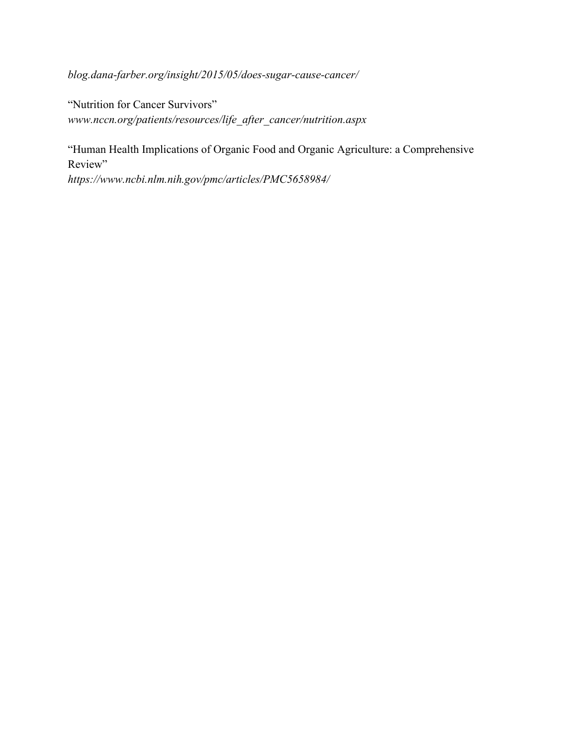*blog.dana-farber.org/insight/2015/05/does-sugar-cause-cancer/*

"Nutrition for Cancer Survivors"
*www.nccn.org/patients/resources/life_after_cancer/nutrition.aspx*

"Human Health Implications of Organic Food and Organic Agriculture: a Comprehensive Review"
*https://www.ncbi.nlm.nih.gov/pmc/articles/PMC5658984/*